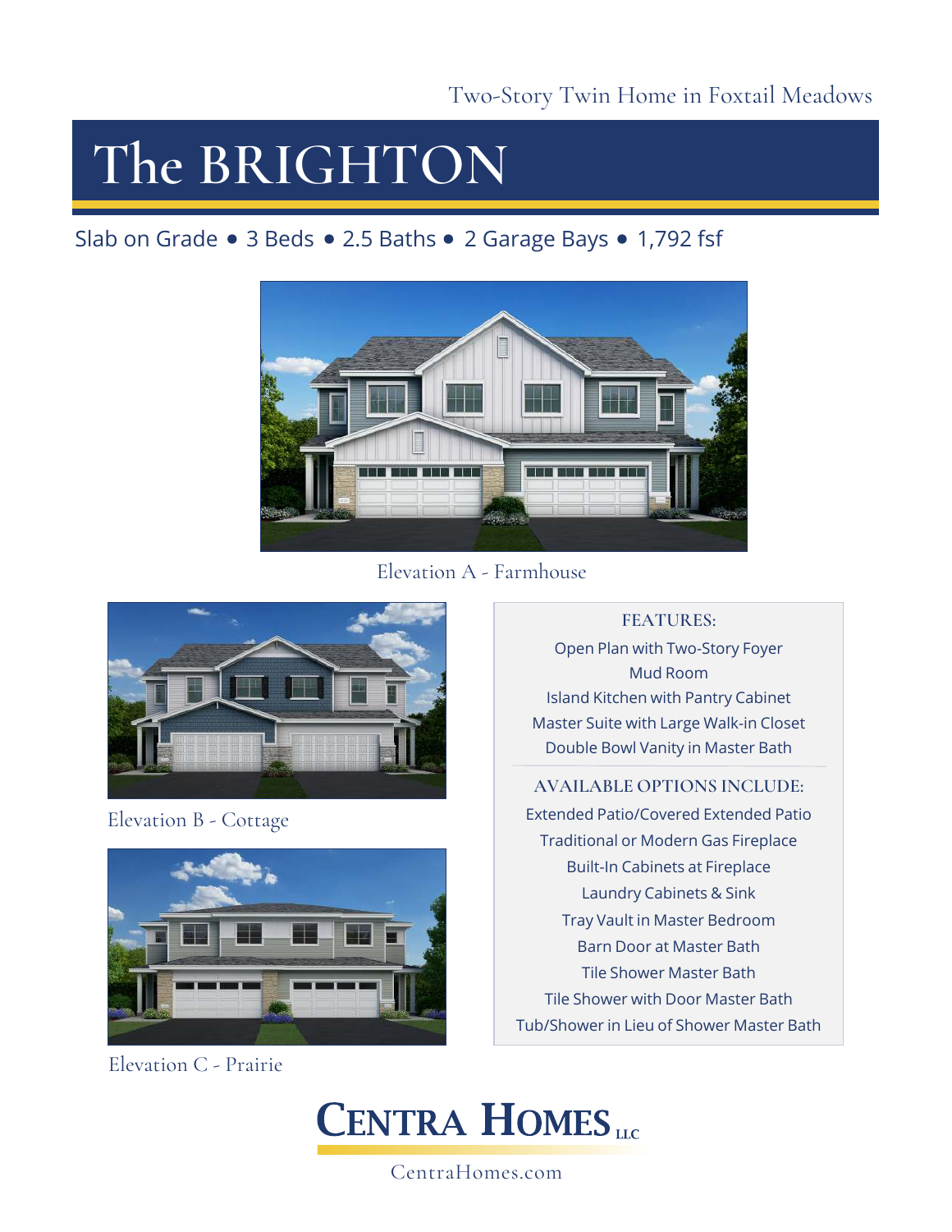Two-Story Twin Home in Foxtail Meadows

# The BRIGHTON

Slab on Grade • 3 Beds • 2.5 Baths • 2 Garage Bays • 1,792 fsf

Elevation A - Farmhouse

Elevation B - Cottage

Elevation C - Prairie

**FEATURES:**

Open Plan with Two-Story Foyer
Mud Room
Island Kitchen with Pantry Cabinet
Master Suite with Large Walk-in Closet
Double Bowl Vanity in Master Bath

**AVAILABLE OPTIONS INCLUDE:**

Extended Patio/Covered Extended Patio
Traditional or Modern Gas Fireplace
Built-In Cabinets at Fireplace
Laundry Cabinets & Sink
Tray Vault in Master Bedroom
Barn Door at Master Bath
Tile Shower Master Bath
Tile Shower with Door Master Bath
Tub/Shower in Lieu of Shower Master Bath

CENTRA HOMES LLC

CentraHomes.com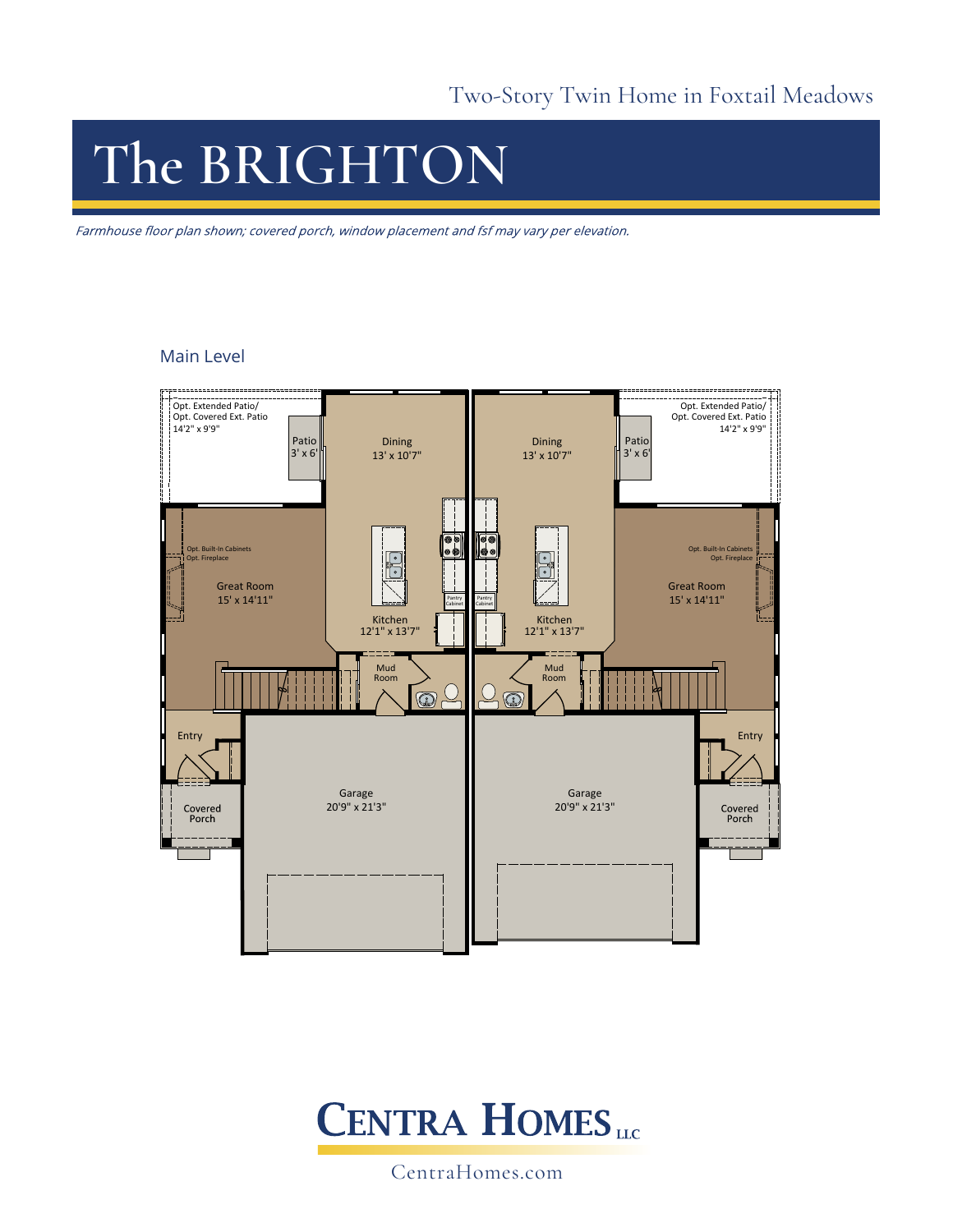Two-Story Twin Home in Foxtail Meadows

# The BRIGHTON

*Farmhouse floor plan shown; covered porch, window placement and fsf may vary per elevation.*

## Main Level

Opt. Extended Patio/
Opt. Covered Ext. Patio
14'2" x 9'9"

Patio
3' x 6'

Dining
13' x 10'7"

Opt. Built-In Cabinets
Opt. Fireplace

Great Room
15' x 14'11"

Pantry Cabinet

Kitchen
12'1" x 13'7"

Mud Room

Entry

Covered Porch

Garage
20'9" x 21'3"

Dining
13' x 10'7"

Patio
3' x 6'

Opt. Extended Patio/
Opt. Covered Ext. Patio
14'2" x 9'9"

Pantry Cabinet

Opt. Built-In Cabinets
Opt. Fireplace

Great Room
15' x 14'11"

Kitchen
12'1" x 13'7"

Mud Room

Entry

Covered Porch

Garage
20'9" x 21'3"

CENTRA HOMES LLC

CentraHomes.com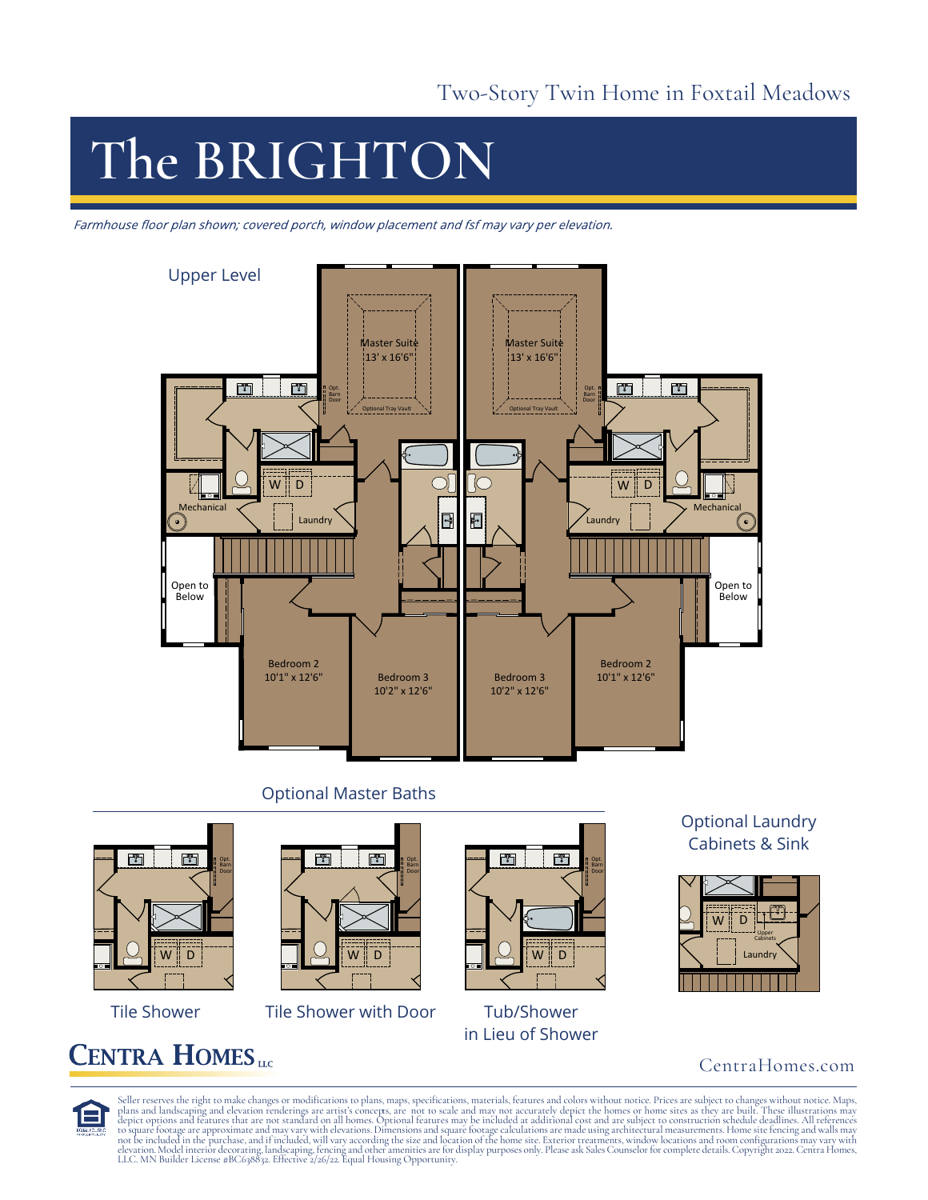Two-Story Twin Home in Foxtail Meadows

# The BRIGHTON

*Farmhouse floor plan shown; covered porch, window placement and fsf may vary per elevation.*

Upper Level

Master Suite
13' x 16'6"
Optional Tray Vault
Opt. Barn Door
Mechanical
Laundry
W D
Open to Below
Bedroom 2
10'1" x 12'6"
Bedroom 3
10'2" x 12'6"

Optional Master Baths

Tile Shower

Tile Shower with Door

Tub/Shower in Lieu of Shower

Optional Laundry Cabinets & Sink

Upper Cabinets
Laundry

CENTRA HOMES LLC

CentraHomes.com

Seller reserves the right to make changes or modifications to plans, maps, specifications, materials, features and colors without notice. Prices are subject to changes without notice. Maps, plans and landscaping and elevation renderings are artist's concepts, are not to scale and may not accurately depict the homes or home sites as they are built. These illustrations may depict options and features that are not standard on all homes. Optional features may be included at additional cost and are subject to construction schedule deadlines. All references to square footage are approximate and may vary with elevations. Dimensions and square footage calculations are made using architectural measurements. Home site fencing and walls may not be included in the purchase, and if included, will vary according the size and location of the home site. Exterior treatments, window locations and room configurations may vary with elevation. Model interior decorating, landscaping, fencing and other amenities are for display purposes only. Please ask Sales Counselor for complete details. Copyright 2022. Centra Homes, LLC. MN Builder License #BC638832. Effective 2/26/22. Equal Housing Opportunity.